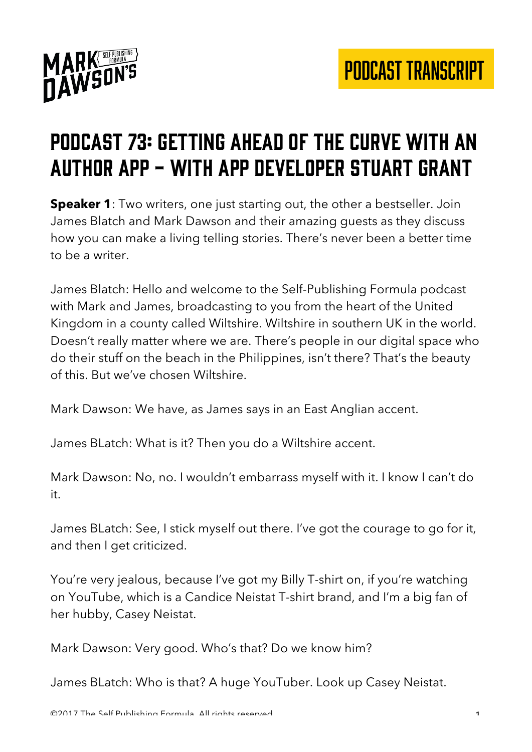# Podcast 73: Getting Ahead of the Curve with an Author App – with App Developer Stuart Grant

**Speaker 1**: Two writers, one just starting out, the other a bestseller. Join James Blatch and Mark Dawson and their amazing guests as they discuss how you can make a living telling stories. There's never been a better time to be a writer.

James Blatch: Hello and welcome to the Self-Publishing Formula podcast with Mark and James, broadcasting to you from the heart of the United Kingdom in a county called Wiltshire. Wiltshire in southern UK in the world. Doesn't really matter where we are. There's people in our digital space who do their stuff on the beach in the Philippines, isn't there? That's the beauty of this. But we've chosen Wiltshire.

Mark Dawson: We have, as James says in an East Anglian accent.

James BLatch: What is it? Then you do a Wiltshire accent.

Mark Dawson: No, no. I wouldn't embarrass myself with it. I know I can't do it.

James BLatch: See, I stick myself out there. I've got the courage to go for it, and then I get criticized.

You're very jealous, because I've got my Billy T-shirt on, if you're watching on YouTube, which is a Candice Neistat T-shirt brand, and I'm a big fan of her hubby, Casey Neistat.

Mark Dawson: Very good. Who's that? Do we know him?

James BLatch: Who is that? A huge YouTuber. Look up Casey Neistat.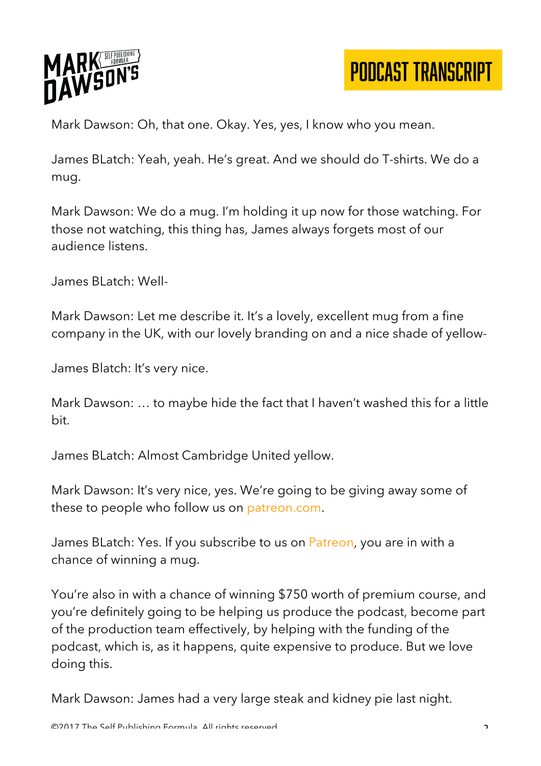Mark Dawson: Oh, that one. Okay. Yes, yes, I know who you mean.

James BLatch: Yeah, yeah. He's great. And we should do T-shirts. We do a mug.

Mark Dawson: We do a mug. I'm holding it up now for those watching. For those not watching, this thing has, James always forgets most of our audience listens.

James BLatch: Well-

Mark Dawson: Let me describe it. It's a lovely, excellent mug from a fine company in the UK, with our lovely branding on and a nice shade of yellow-

James Blatch: It's very nice.

Mark Dawson: … to maybe hide the fact that I haven't washed this for a little bit.

James BLatch: Almost Cambridge United yellow.

Mark Dawson: It's very nice, yes. We're going to be giving away some of these to people who follow us on patreon.com.

James BLatch: Yes. If you subscribe to us on Patreon, you are in with a chance of winning a mug.

You're also in with a chance of winning $750 worth of premium course, and you're definitely going to be helping us produce the podcast, become part of the production team effectively, by helping with the funding of the podcast, which is, as it happens, quite expensive to produce. But we love doing this.

Mark Dawson: James had a very large steak and kidney pie last night.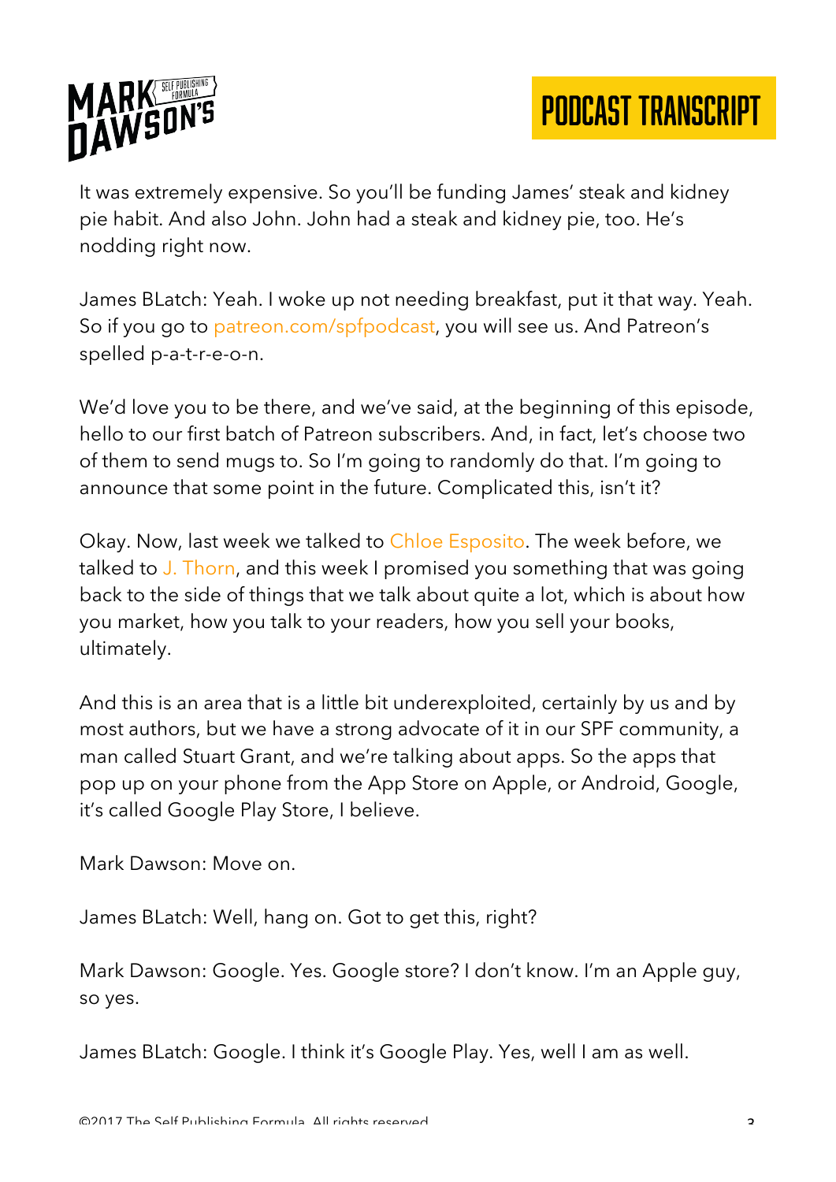It was extremely expensive. So you'll be funding James' steak and kidney pie habit. And also John. John had a steak and kidney pie, too. He's nodding right now.

James BLatch: Yeah. I woke up not needing breakfast, put it that way. Yeah. So if you go to patreon.com/spfpodcast, you will see us. And Patreon's spelled p-a-t-r-e-o-n.

We'd love you to be there, and we've said, at the beginning of this episode, hello to our first batch of Patreon subscribers. And, in fact, let's choose two of them to send mugs to. So I'm going to randomly do that. I'm going to announce that some point in the future. Complicated this, isn't it?

Okay. Now, last week we talked to Chloe Esposito. The week before, we talked to J. Thorn, and this week I promised you something that was going back to the side of things that we talk about quite a lot, which is about how you market, how you talk to your readers, how you sell your books, ultimately.

And this is an area that is a little bit underexploited, certainly by us and by most authors, but we have a strong advocate of it in our SPF community, a man called Stuart Grant, and we're talking about apps. So the apps that pop up on your phone from the App Store on Apple, or Android, Google, it's called Google Play Store, I believe.

Mark Dawson: Move on.

James BLatch: Well, hang on. Got to get this, right?

Mark Dawson: Google. Yes. Google store? I don't know. I'm an Apple guy, so yes.

James BLatch: Google. I think it's Google Play. Yes, well I am as well.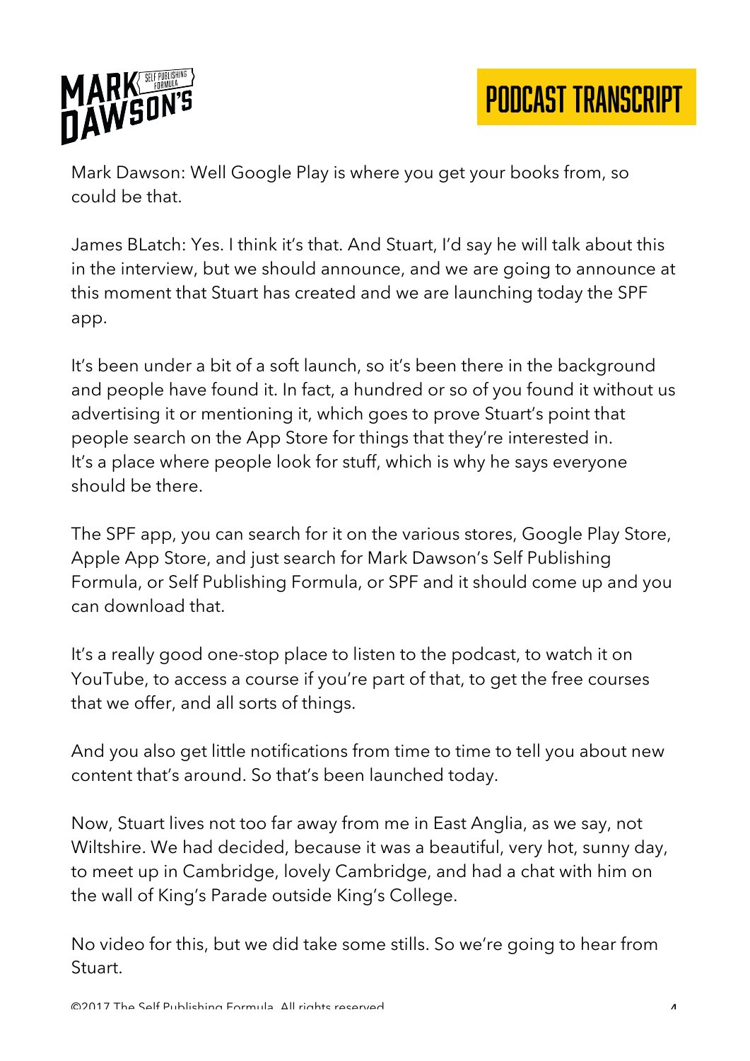Mark Dawson: Well Google Play is where you get your books from, so could be that.

James BLatch: Yes. I think it's that. And Stuart, I'd say he will talk about this in the interview, but we should announce, and we are going to announce at this moment that Stuart has created and we are launching today the SPF app.

It's been under a bit of a soft launch, so it's been there in the background and people have found it. In fact, a hundred or so of you found it without us advertising it or mentioning it, which goes to prove Stuart's point that people search on the App Store for things that they're interested in. It's a place where people look for stuff, which is why he says everyone should be there.

The SPF app, you can search for it on the various stores, Google Play Store, Apple App Store, and just search for Mark Dawson's Self Publishing Formula, or Self Publishing Formula, or SPF and it should come up and you can download that.

It's a really good one-stop place to listen to the podcast, to watch it on YouTube, to access a course if you're part of that, to get the free courses that we offer, and all sorts of things.

And you also get little notifications from time to time to tell you about new content that's around. So that's been launched today.

Now, Stuart lives not too far away from me in East Anglia, as we say, not Wiltshire. We had decided, because it was a beautiful, very hot, sunny day, to meet up in Cambridge, lovely Cambridge, and had a chat with him on the wall of King's Parade outside King's College.

No video for this, but we did take some stills. So we're going to hear from Stuart.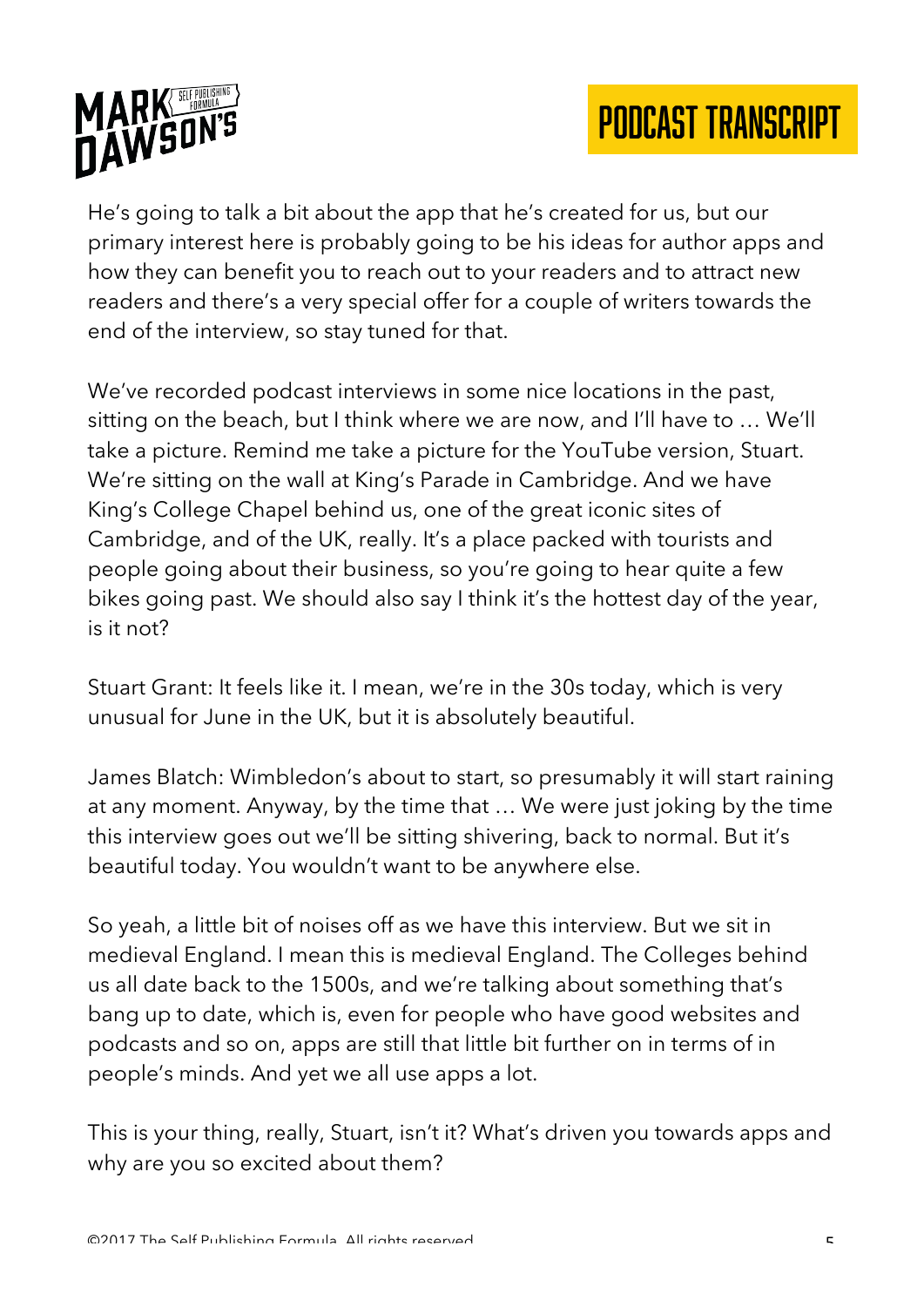He's going to talk a bit about the app that he's created for us, but our primary interest here is probably going to be his ideas for author apps and how they can benefit you to reach out to your readers and to attract new readers and there's a very special offer for a couple of writers towards the end of the interview, so stay tuned for that.

We've recorded podcast interviews in some nice locations in the past, sitting on the beach, but I think where we are now, and I'll have to … We'll take a picture. Remind me take a picture for the YouTube version, Stuart. We're sitting on the wall at King's Parade in Cambridge. And we have King's College Chapel behind us, one of the great iconic sites of Cambridge, and of the UK, really. It's a place packed with tourists and people going about their business, so you're going to hear quite a few bikes going past. We should also say I think it's the hottest day of the year, is it not?

Stuart Grant: It feels like it. I mean, we're in the 30s today, which is very unusual for June in the UK, but it is absolutely beautiful.

James Blatch: Wimbledon's about to start, so presumably it will start raining at any moment. Anyway, by the time that … We were just joking by the time this interview goes out we'll be sitting shivering, back to normal. But it's beautiful today. You wouldn't want to be anywhere else.

So yeah, a little bit of noises off as we have this interview. But we sit in medieval England. I mean this is medieval England. The Colleges behind us all date back to the 1500s, and we're talking about something that's bang up to date, which is, even for people who have good websites and podcasts and so on, apps are still that little bit further on in terms of in people's minds. And yet we all use apps a lot.

This is your thing, really, Stuart, isn't it? What's driven you towards apps and why are you so excited about them?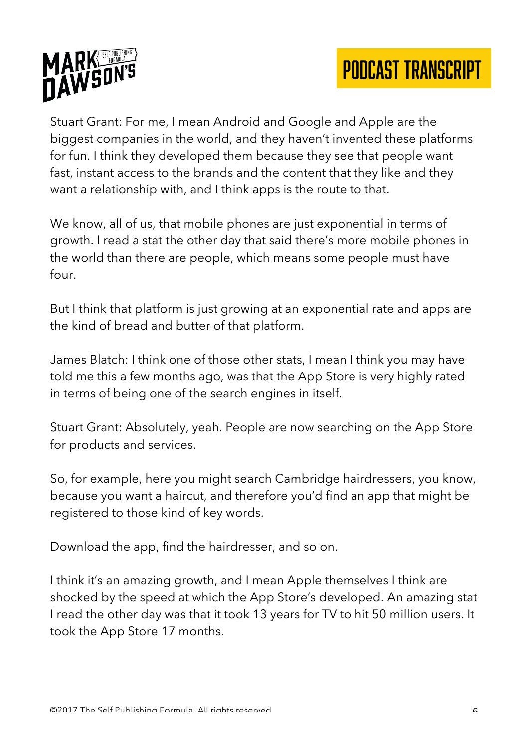Stuart Grant: For me, I mean Android and Google and Apple are the biggest companies in the world, and they haven't invented these platforms for fun. I think they developed them because they see that people want fast, instant access to the brands and the content that they like and they want a relationship with, and I think apps is the route to that.

We know, all of us, that mobile phones are just exponential in terms of growth. I read a stat the other day that said there's more mobile phones in the world than there are people, which means some people must have four.

But I think that platform is just growing at an exponential rate and apps are the kind of bread and butter of that platform.

James Blatch: I think one of those other stats, I mean I think you may have told me this a few months ago, was that the App Store is very highly rated in terms of being one of the search engines in itself.

Stuart Grant: Absolutely, yeah. People are now searching on the App Store for products and services.

So, for example, here you might search Cambridge hairdressers, you know, because you want a haircut, and therefore you'd find an app that might be registered to those kind of key words.

Download the app, find the hairdresser, and so on.

I think it's an amazing growth, and I mean Apple themselves I think are shocked by the speed at which the App Store's developed. An amazing stat I read the other day was that it took 13 years for TV to hit 50 million users. It took the App Store 17 months.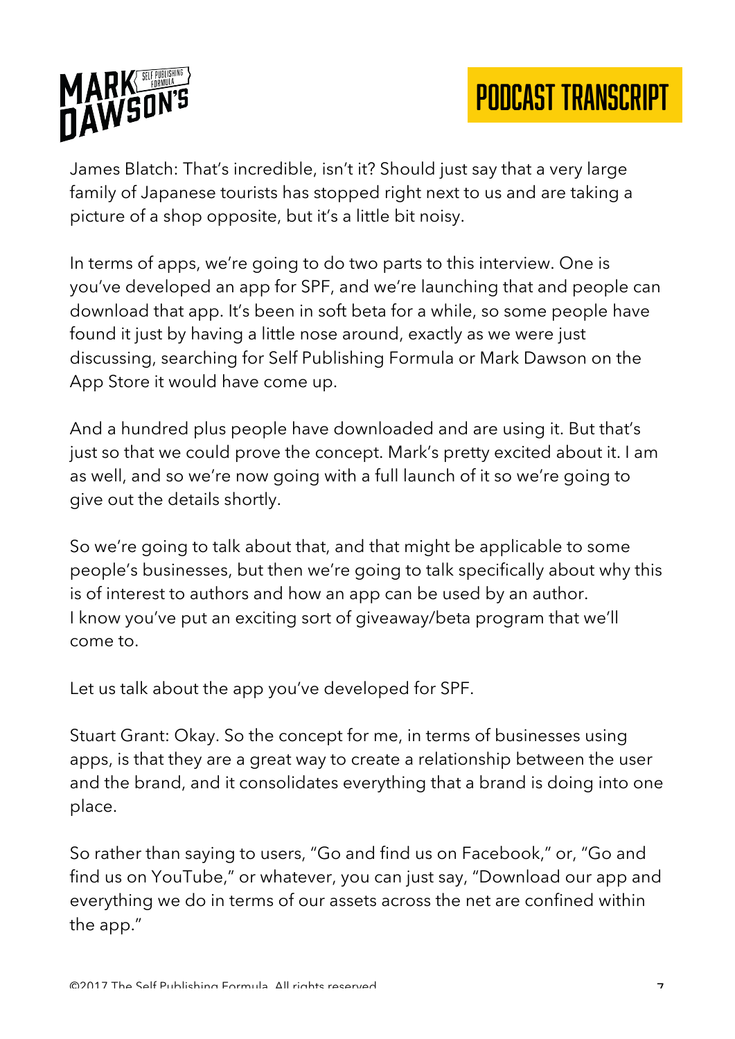James Blatch: That's incredible, isn't it? Should just say that a very large family of Japanese tourists has stopped right next to us and are taking a picture of a shop opposite, but it's a little bit noisy.

In terms of apps, we're going to do two parts to this interview. One is you've developed an app for SPF, and we're launching that and people can download that app. It's been in soft beta for a while, so some people have found it just by having a little nose around, exactly as we were just discussing, searching for Self Publishing Formula or Mark Dawson on the App Store it would have come up.

And a hundred plus people have downloaded and are using it. But that's just so that we could prove the concept. Mark's pretty excited about it. I am as well, and so we're now going with a full launch of it so we're going to give out the details shortly.

So we're going to talk about that, and that might be applicable to some people's businesses, but then we're going to talk specifically about why this is of interest to authors and how an app can be used by an author.
I know you've put an exciting sort of giveaway/beta program that we'll come to.

Let us talk about the app you've developed for SPF.

Stuart Grant: Okay. So the concept for me, in terms of businesses using apps, is that they are a great way to create a relationship between the user and the brand, and it consolidates everything that a brand is doing into one place.

So rather than saying to users, "Go and find us on Facebook," or, "Go and find us on YouTube," or whatever, you can just say, "Download our app and everything we do in terms of our assets across the net are confined within the app."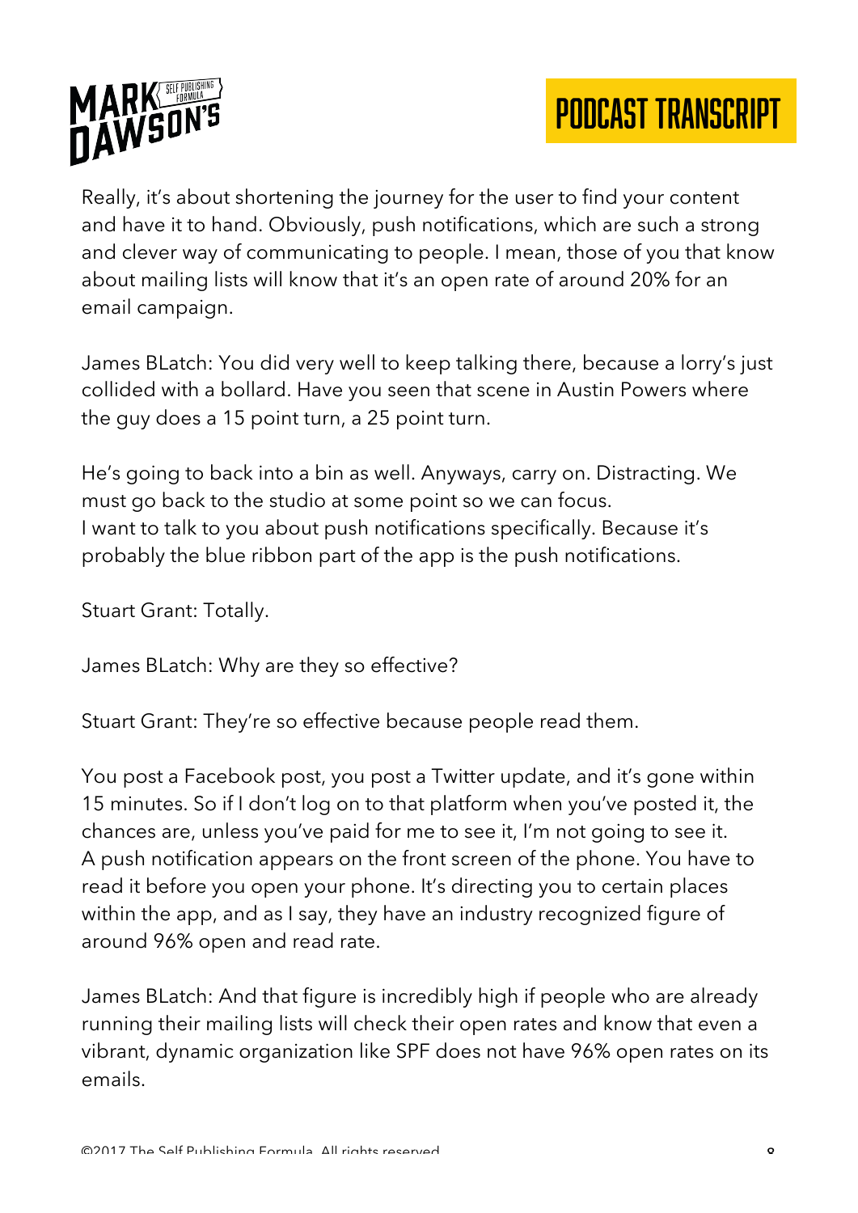Really, it's about shortening the journey for the user to find your content and have it to hand. Obviously, push notifications, which are such a strong and clever way of communicating to people. I mean, those of you that know about mailing lists will know that it's an open rate of around 20% for an email campaign.

James BLatch: You did very well to keep talking there, because a lorry's just collided with a bollard. Have you seen that scene in Austin Powers where the guy does a 15 point turn, a 25 point turn.

He's going to back into a bin as well. Anyways, carry on. Distracting. We must go back to the studio at some point so we can focus.
I want to talk to you about push notifications specifically. Because it's probably the blue ribbon part of the app is the push notifications.

Stuart Grant: Totally.

James BLatch: Why are they so effective?

Stuart Grant: They're so effective because people read them.

You post a Facebook post, you post a Twitter update, and it's gone within 15 minutes. So if I don't log on to that platform when you've posted it, the chances are, unless you've paid for me to see it, I'm not going to see it.
A push notification appears on the front screen of the phone. You have to read it before you open your phone. It's directing you to certain places within the app, and as I say, they have an industry recognized figure of around 96% open and read rate.

James BLatch: And that figure is incredibly high if people who are already running their mailing lists will check their open rates and know that even a vibrant, dynamic organization like SPF does not have 96% open rates on its emails.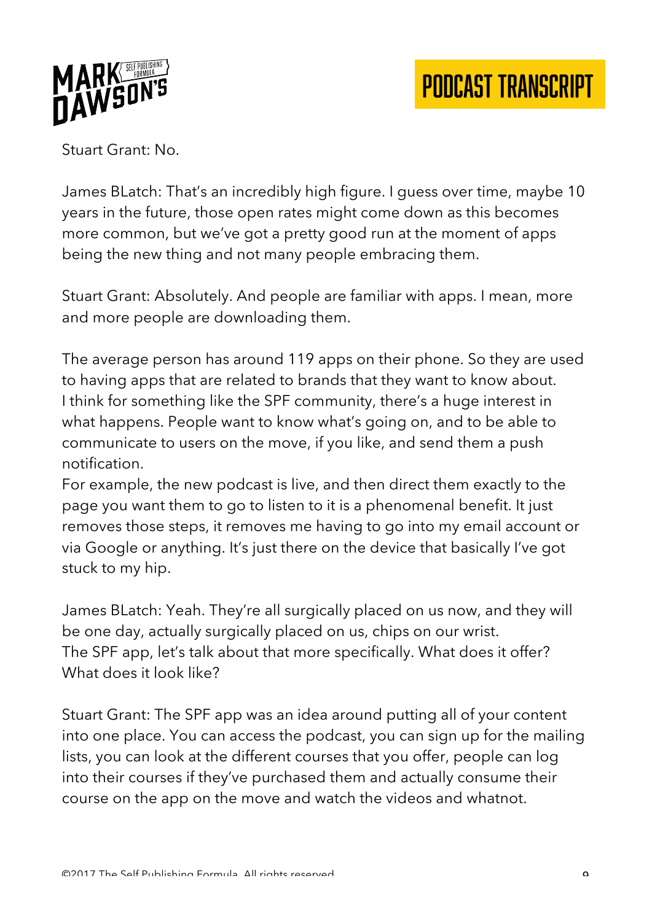Stuart Grant: No.

James BLatch: That's an incredibly high figure. I guess over time, maybe 10 years in the future, those open rates might come down as this becomes more common, but we've got a pretty good run at the moment of apps being the new thing and not many people embracing them.

Stuart Grant: Absolutely. And people are familiar with apps. I mean, more and more people are downloading them.

The average person has around 119 apps on their phone. So they are used to having apps that are related to brands that they want to know about. I think for something like the SPF community, there's a huge interest in what happens. People want to know what's going on, and to be able to communicate to users on the move, if you like, and send them a push notification.

For example, the new podcast is live, and then direct them exactly to the page you want them to go to listen to it is a phenomenal benefit. It just removes those steps, it removes me having to go into my email account or via Google or anything. It's just there on the device that basically I've got stuck to my hip.

James BLatch: Yeah. They're all surgically placed on us now, and they will be one day, actually surgically placed on us, chips on our wrist.

The SPF app, let's talk about that more specifically. What does it offer? What does it look like?

Stuart Grant: The SPF app was an idea around putting all of your content into one place. You can access the podcast, you can sign up for the mailing lists, you can look at the different courses that you offer, people can log into their courses if they've purchased them and actually consume their course on the app on the move and watch the videos and whatnot.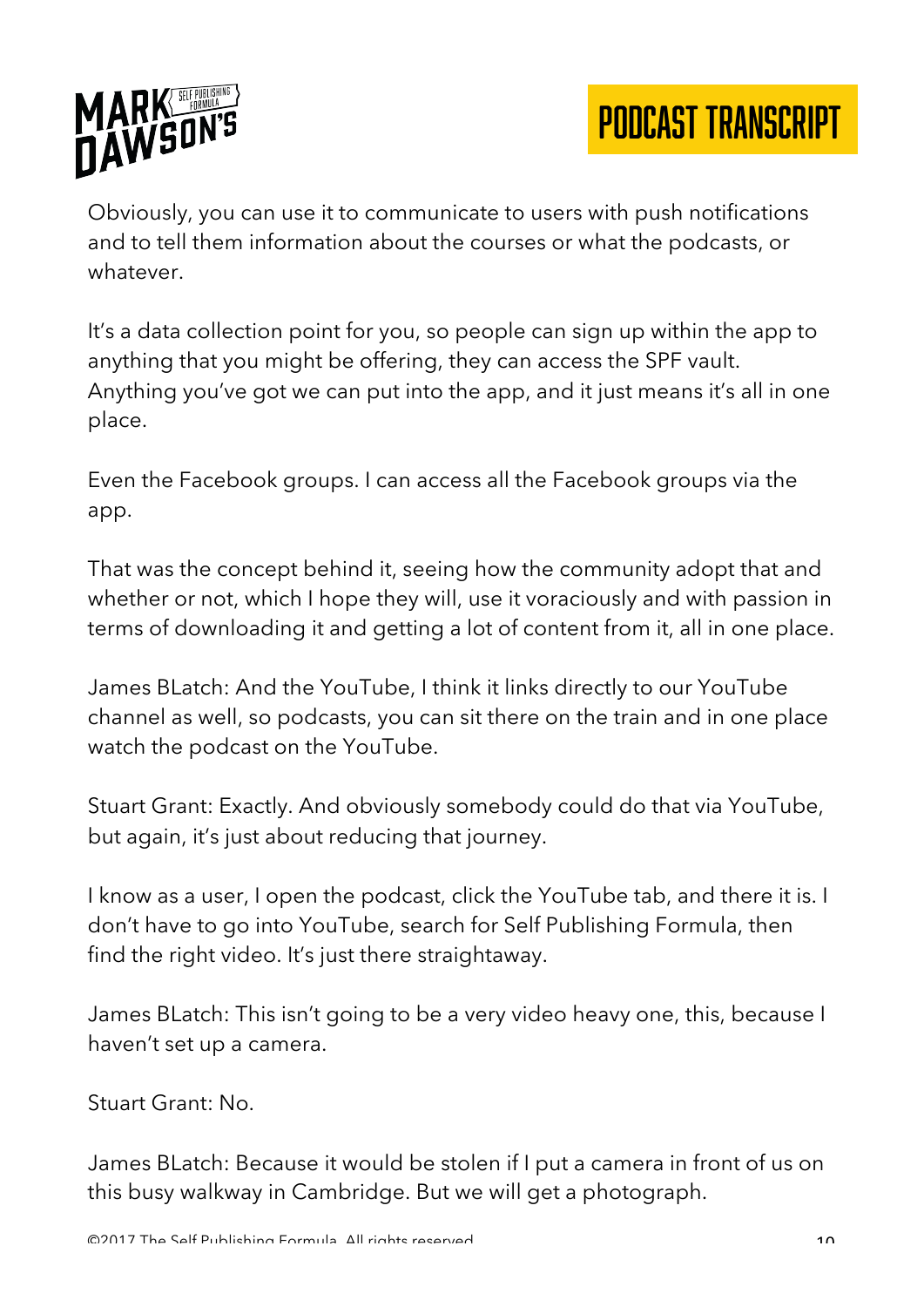Obviously, you can use it to communicate to users with push notifications and to tell them information about the courses or what the podcasts, or whatever.

It's a data collection point for you, so people can sign up within the app to anything that you might be offering, they can access the SPF vault. Anything you've got we can put into the app, and it just means it's all in one place.

Even the Facebook groups. I can access all the Facebook groups via the app.

That was the concept behind it, seeing how the community adopt that and whether or not, which I hope they will, use it voraciously and with passion in terms of downloading it and getting a lot of content from it, all in one place.

James BLatch: And the YouTube, I think it links directly to our YouTube channel as well, so podcasts, you can sit there on the train and in one place watch the podcast on the YouTube.

Stuart Grant: Exactly. And obviously somebody could do that via YouTube, but again, it's just about reducing that journey.

I know as a user, I open the podcast, click the YouTube tab, and there it is. I don't have to go into YouTube, search for Self Publishing Formula, then find the right video. It's just there straightaway.

James BLatch: This isn't going to be a very video heavy one, this, because I haven't set up a camera.

Stuart Grant: No.

James BLatch: Because it would be stolen if I put a camera in front of us on this busy walkway in Cambridge. But we will get a photograph.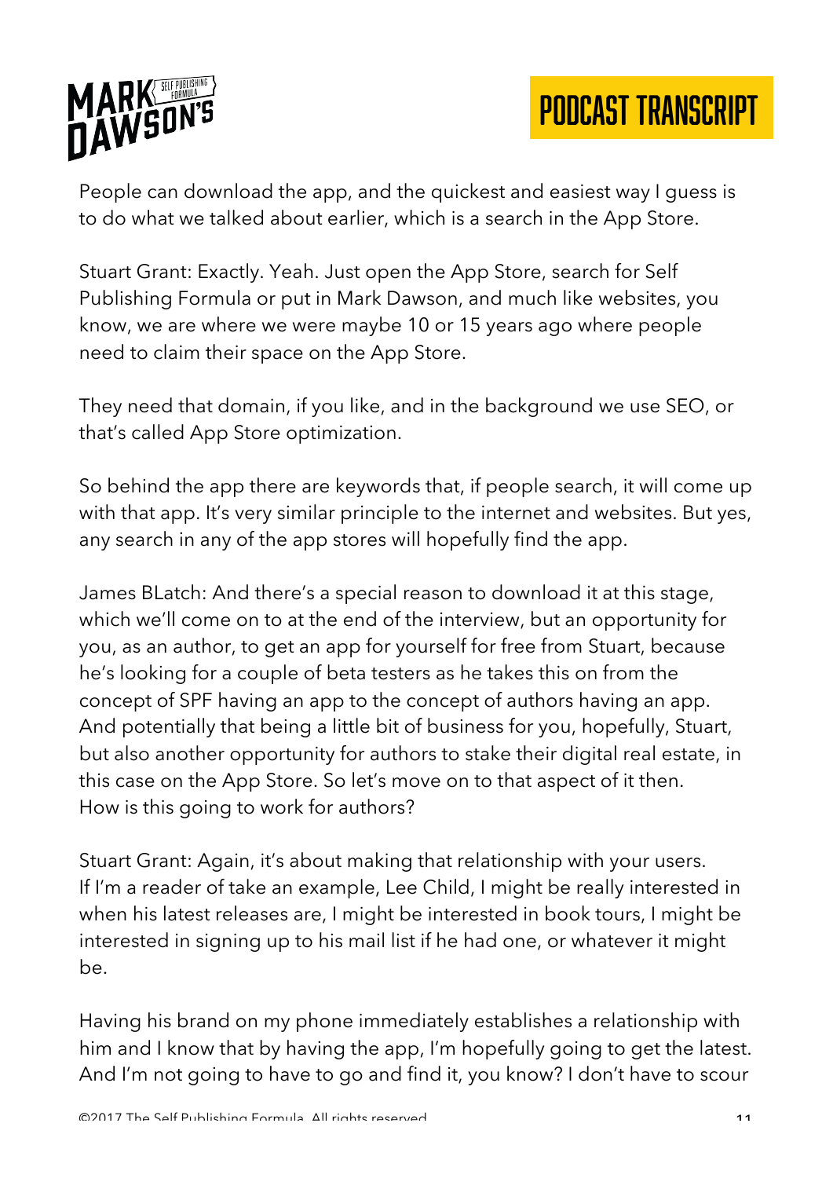People can download the app, and the quickest and easiest way I guess is to do what we talked about earlier, which is a search in the App Store.

Stuart Grant: Exactly. Yeah. Just open the App Store, search for Self Publishing Formula or put in Mark Dawson, and much like websites, you know, we are where we were maybe 10 or 15 years ago where people need to claim their space on the App Store.

They need that domain, if you like, and in the background we use SEO, or that's called App Store optimization.

So behind the app there are keywords that, if people search, it will come up with that app. It's very similar principle to the internet and websites. But yes, any search in any of the app stores will hopefully find the app.

James BLatch: And there's a special reason to download it at this stage, which we'll come on to at the end of the interview, but an opportunity for you, as an author, to get an app for yourself for free from Stuart, because he's looking for a couple of beta testers as he takes this on from the concept of SPF having an app to the concept of authors having an app. And potentially that being a little bit of business for you, hopefully, Stuart, but also another opportunity for authors to stake their digital real estate, in this case on the App Store. So let's move on to that aspect of it then. How is this going to work for authors?

Stuart Grant: Again, it's about making that relationship with your users. If I'm a reader of take an example, Lee Child, I might be really interested in when his latest releases are, I might be interested in book tours, I might be interested in signing up to his mail list if he had one, or whatever it might be.

Having his brand on my phone immediately establishes a relationship with him and I know that by having the app, I'm hopefully going to get the latest. And I'm not going to have to go and find it, you know? I don't have to scour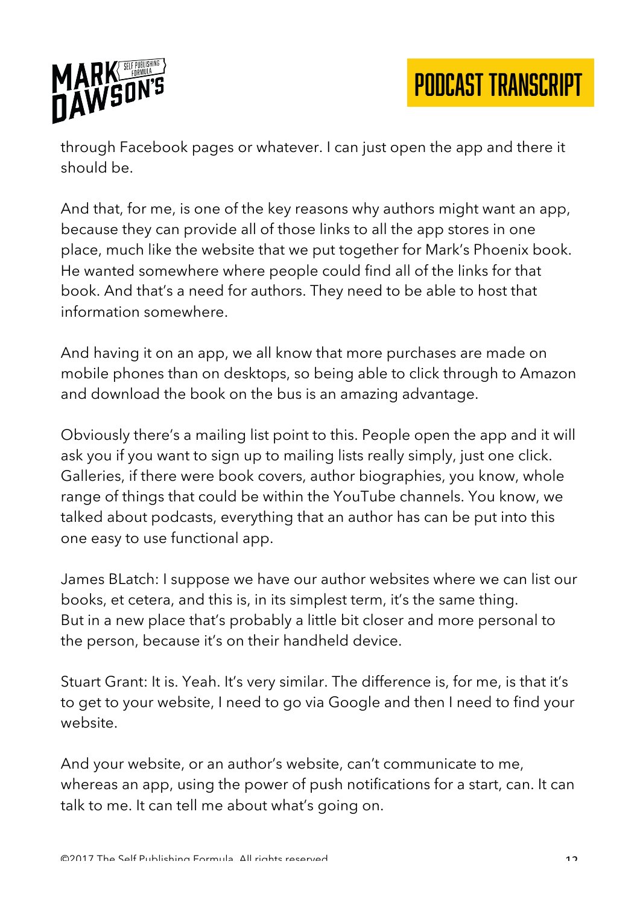through Facebook pages or whatever. I can just open the app and there it should be.

And that, for me, is one of the key reasons why authors might want an app, because they can provide all of those links to all the app stores in one place, much like the website that we put together for Mark's Phoenix book. He wanted somewhere where people could find all of the links for that book. And that's a need for authors. They need to be able to host that information somewhere.

And having it on an app, we all know that more purchases are made on mobile phones than on desktops, so being able to click through to Amazon and download the book on the bus is an amazing advantage.

Obviously there's a mailing list point to this. People open the app and it will ask you if you want to sign up to mailing lists really simply, just one click. Galleries, if there were book covers, author biographies, you know, whole range of things that could be within the YouTube channels. You know, we talked about podcasts, everything that an author has can be put into this one easy to use functional app.

James BLatch: I suppose we have our author websites where we can list our books, et cetera, and this is, in its simplest term, it's the same thing. But in a new place that's probably a little bit closer and more personal to the person, because it's on their handheld device.

Stuart Grant: It is. Yeah. It's very similar. The difference is, for me, is that it's to get to your website, I need to go via Google and then I need to find your website.

And your website, or an author's website, can't communicate to me, whereas an app, using the power of push notifications for a start, can. It can talk to me. It can tell me about what's going on.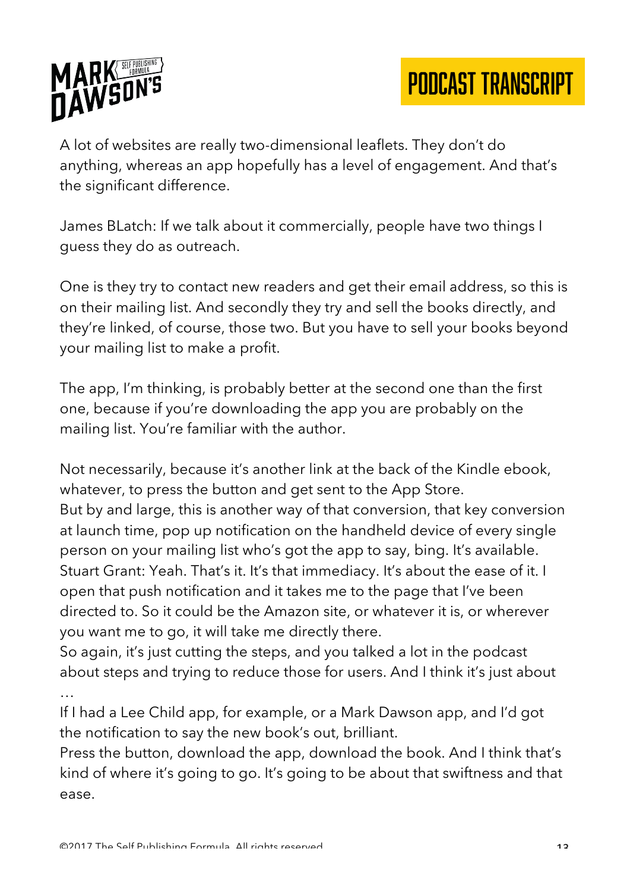A lot of websites are really two-dimensional leaflets. They don't do anything, whereas an app hopefully has a level of engagement. And that's the significant difference.

James BLatch: If we talk about it commercially, people have two things I guess they do as outreach.

One is they try to contact new readers and get their email address, so this is on their mailing list. And secondly they try and sell the books directly, and they're linked, of course, those two. But you have to sell your books beyond your mailing list to make a profit.

The app, I'm thinking, is probably better at the second one than the first one, because if you're downloading the app you are probably on the mailing list. You're familiar with the author.

Not necessarily, because it's another link at the back of the Kindle ebook, whatever, to press the button and get sent to the App Store.
But by and large, this is another way of that conversion, that key conversion at launch time, pop up notification on the handheld device of every single person on your mailing list who's got the app to say, bing. It's available.
Stuart Grant: Yeah. That's it. It's that immediacy. It's about the ease of it. I open that push notification and it takes me to the page that I've been directed to. So it could be the Amazon site, or whatever it is, or wherever you want me to go, it will take me directly there.
So again, it's just cutting the steps, and you talked a lot in the podcast about steps and trying to reduce those for users. And I think it's just about …
If I had a Lee Child app, for example, or a Mark Dawson app, and I'd got the notification to say the new book's out, brilliant.
Press the button, download the app, download the book. And I think that's kind of where it's going to go. It's going to be about that swiftness and that ease.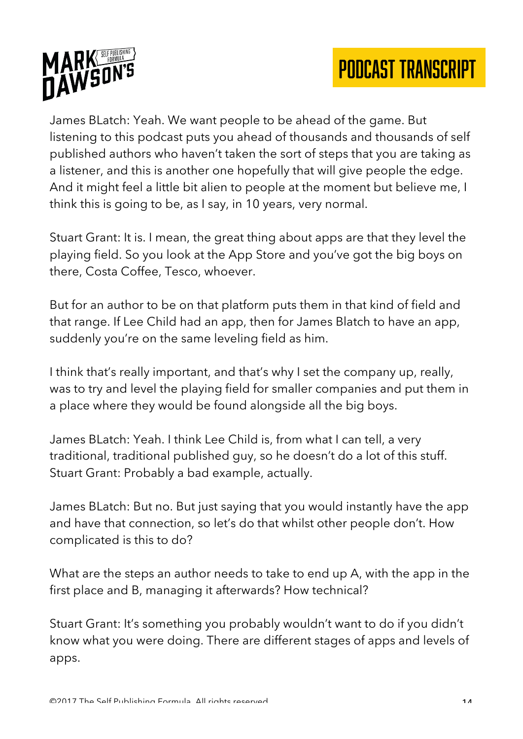James BLatch: Yeah. We want people to be ahead of the game. But listening to this podcast puts you ahead of thousands and thousands of self published authors who haven't taken the sort of steps that you are taking as a listener, and this is another one hopefully that will give people the edge. And it might feel a little bit alien to people at the moment but believe me, I think this is going to be, as I say, in 10 years, very normal.

Stuart Grant: It is. I mean, the great thing about apps are that they level the playing field. So you look at the App Store and you've got the big boys on there, Costa Coffee, Tesco, whoever.

But for an author to be on that platform puts them in that kind of field and that range. If Lee Child had an app, then for James Blatch to have an app, suddenly you're on the same leveling field as him.

I think that's really important, and that's why I set the company up, really, was to try and level the playing field for smaller companies and put them in a place where they would be found alongside all the big boys.

James BLatch: Yeah. I think Lee Child is, from what I can tell, a very traditional, traditional published guy, so he doesn't do a lot of this stuff.
Stuart Grant: Probably a bad example, actually.

James BLatch: But no. But just saying that you would instantly have the app and have that connection, so let's do that whilst other people don't. How complicated is this to do?

What are the steps an author needs to take to end up A, with the app in the first place and B, managing it afterwards? How technical?

Stuart Grant: It's something you probably wouldn't want to do if you didn't know what you were doing. There are different stages of apps and levels of apps.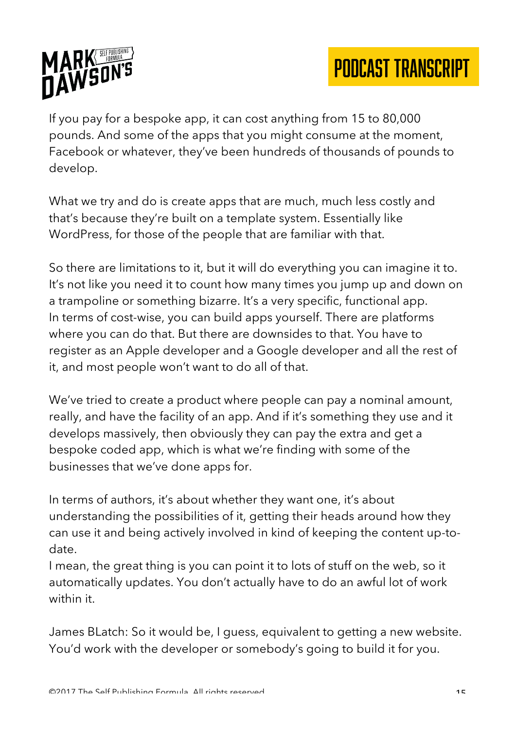If you pay for a bespoke app, it can cost anything from 15 to 80,000 pounds. And some of the apps that you might consume at the moment, Facebook or whatever, they've been hundreds of thousands of pounds to develop.

What we try and do is create apps that are much, much less costly and that's because they're built on a template system. Essentially like WordPress, for those of the people that are familiar with that.

So there are limitations to it, but it will do everything you can imagine it to. It's not like you need it to count how many times you jump up and down on a trampoline or something bizarre. It's a very specific, functional app. In terms of cost-wise, you can build apps yourself. There are platforms where you can do that. But there are downsides to that. You have to register as an Apple developer and a Google developer and all the rest of it, and most people won't want to do all of that.

We've tried to create a product where people can pay a nominal amount, really, and have the facility of an app. And if it's something they use and it develops massively, then obviously they can pay the extra and get a bespoke coded app, which is what we're finding with some of the businesses that we've done apps for.

In terms of authors, it's about whether they want one, it's about understanding the possibilities of it, getting their heads around how they can use it and being actively involved in kind of keeping the content up-to-date.

I mean, the great thing is you can point it to lots of stuff on the web, so it automatically updates. You don't actually have to do an awful lot of work within it.

James BLatch: So it would be, I guess, equivalent to getting a new website. You'd work with the developer or somebody's going to build it for you.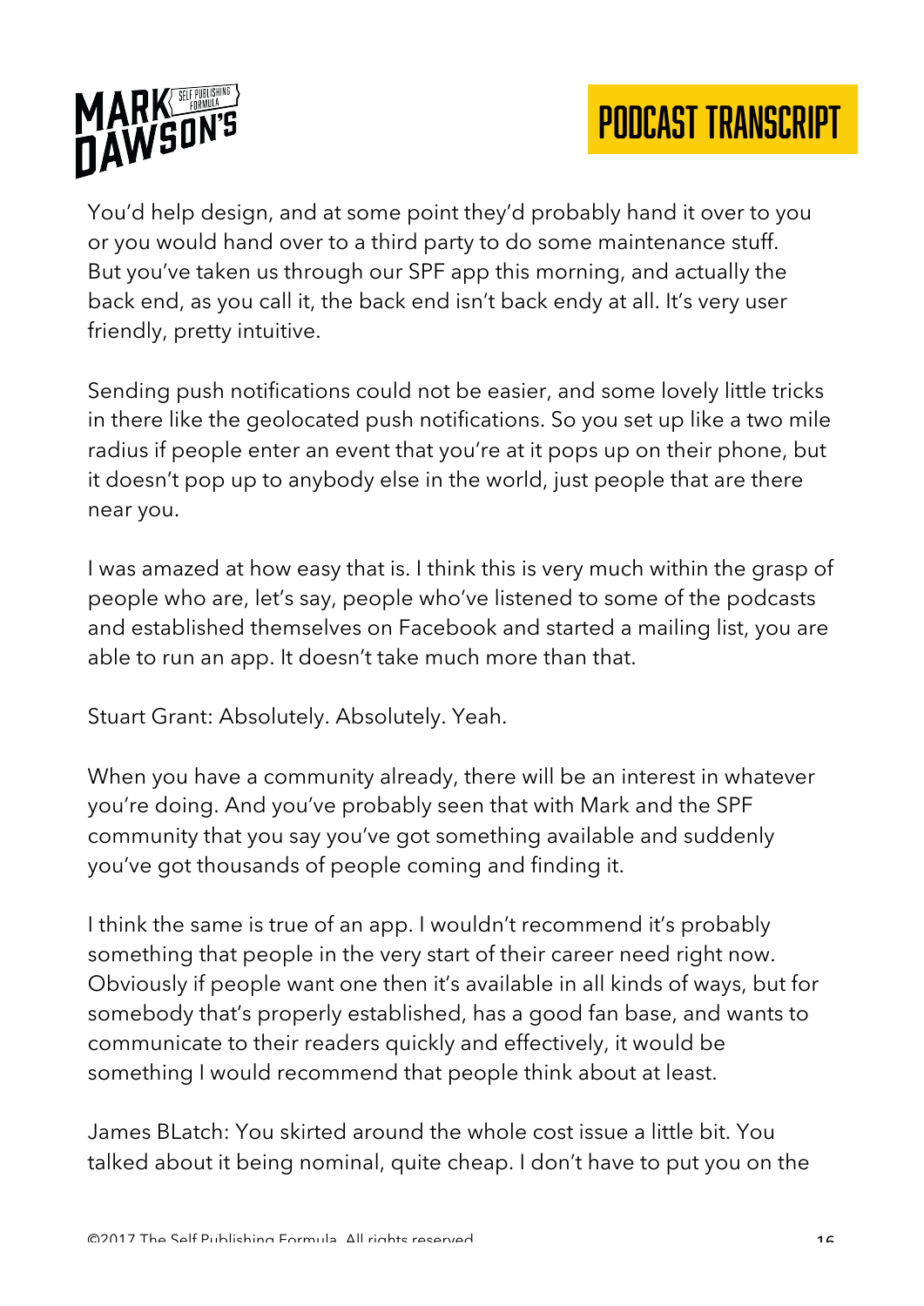You'd help design, and at some point they'd probably hand it over to you or you would hand over to a third party to do some maintenance stuff. But you've taken us through our SPF app this morning, and actually the back end, as you call it, the back end isn't back endy at all. It's very user friendly, pretty intuitive.

Sending push notifications could not be easier, and some lovely little tricks in there like the geolocated push notifications. So you set up like a two mile radius if people enter an event that you're at it pops up on their phone, but it doesn't pop up to anybody else in the world, just people that are there near you.

I was amazed at how easy that is. I think this is very much within the grasp of people who are, let's say, people who've listened to some of the podcasts and established themselves on Facebook and started a mailing list, you are able to run an app. It doesn't take much more than that.

Stuart Grant: Absolutely. Absolutely. Yeah.

When you have a community already, there will be an interest in whatever you're doing. And you've probably seen that with Mark and the SPF community that you say you've got something available and suddenly you've got thousands of people coming and finding it.

I think the same is true of an app. I wouldn't recommend it's probably something that people in the very start of their career need right now. Obviously if people want one then it's available in all kinds of ways, but for somebody that's properly established, has a good fan base, and wants to communicate to their readers quickly and effectively, it would be something I would recommend that people think about at least.

James BLatch: You skirted around the whole cost issue a little bit. You talked about it being nominal, quite cheap. I don't have to put you on the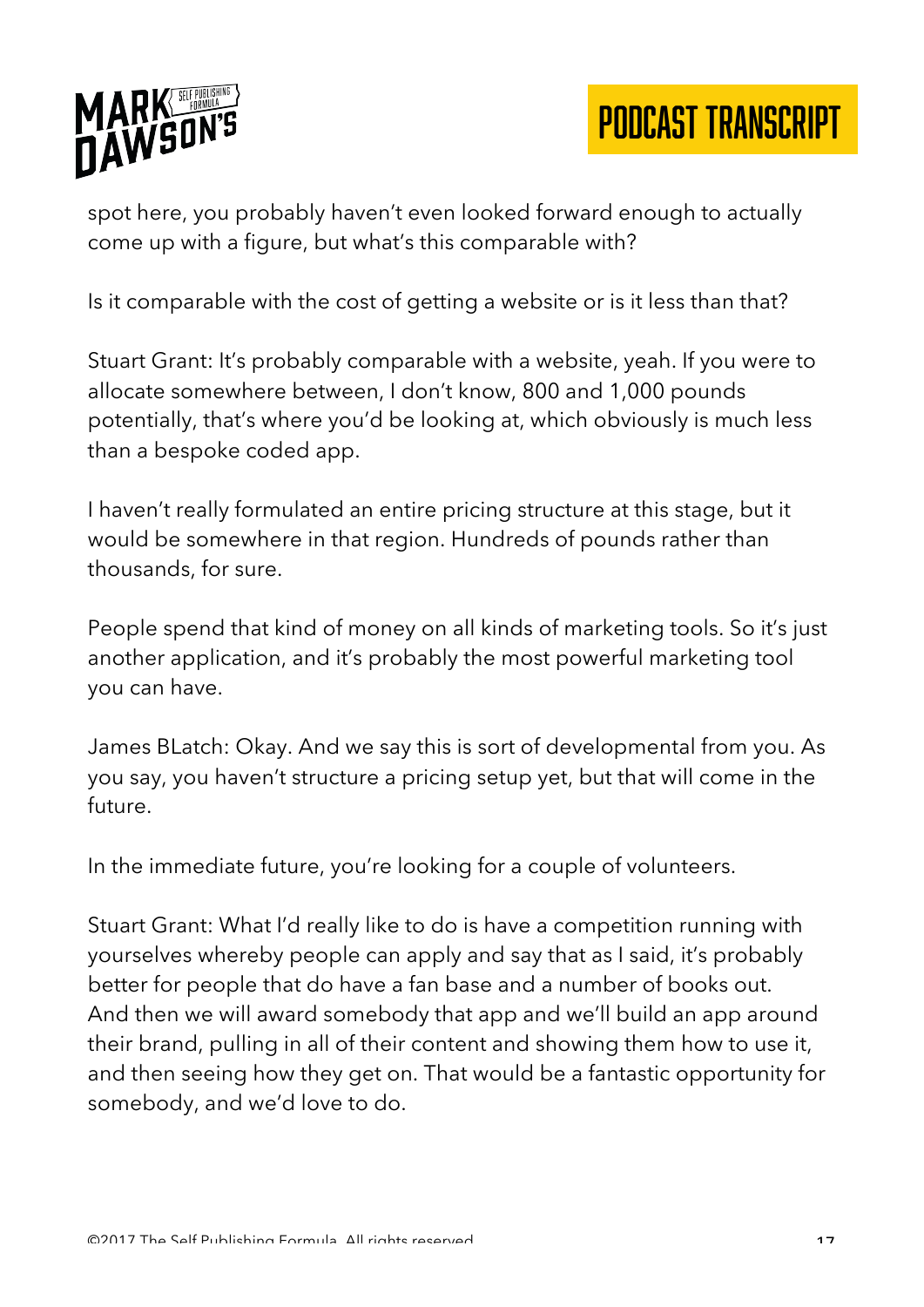spot here, you probably haven't even looked forward enough to actually come up with a figure, but what's this comparable with?

Is it comparable with the cost of getting a website or is it less than that?

Stuart Grant: It's probably comparable with a website, yeah. If you were to allocate somewhere between, I don't know, 800 and 1,000 pounds potentially, that's where you'd be looking at, which obviously is much less than a bespoke coded app.

I haven't really formulated an entire pricing structure at this stage, but it would be somewhere in that region. Hundreds of pounds rather than thousands, for sure.

People spend that kind of money on all kinds of marketing tools. So it's just another application, and it's probably the most powerful marketing tool you can have.

James BLatch: Okay. And we say this is sort of developmental from you. As you say, you haven't structure a pricing setup yet, but that will come in the future.

In the immediate future, you're looking for a couple of volunteers.

Stuart Grant: What I'd really like to do is have a competition running with yourselves whereby people can apply and say that as I said, it's probably better for people that do have a fan base and a number of books out. And then we will award somebody that app and we'll build an app around their brand, pulling in all of their content and showing them how to use it, and then seeing how they get on. That would be a fantastic opportunity for somebody, and we'd love to do.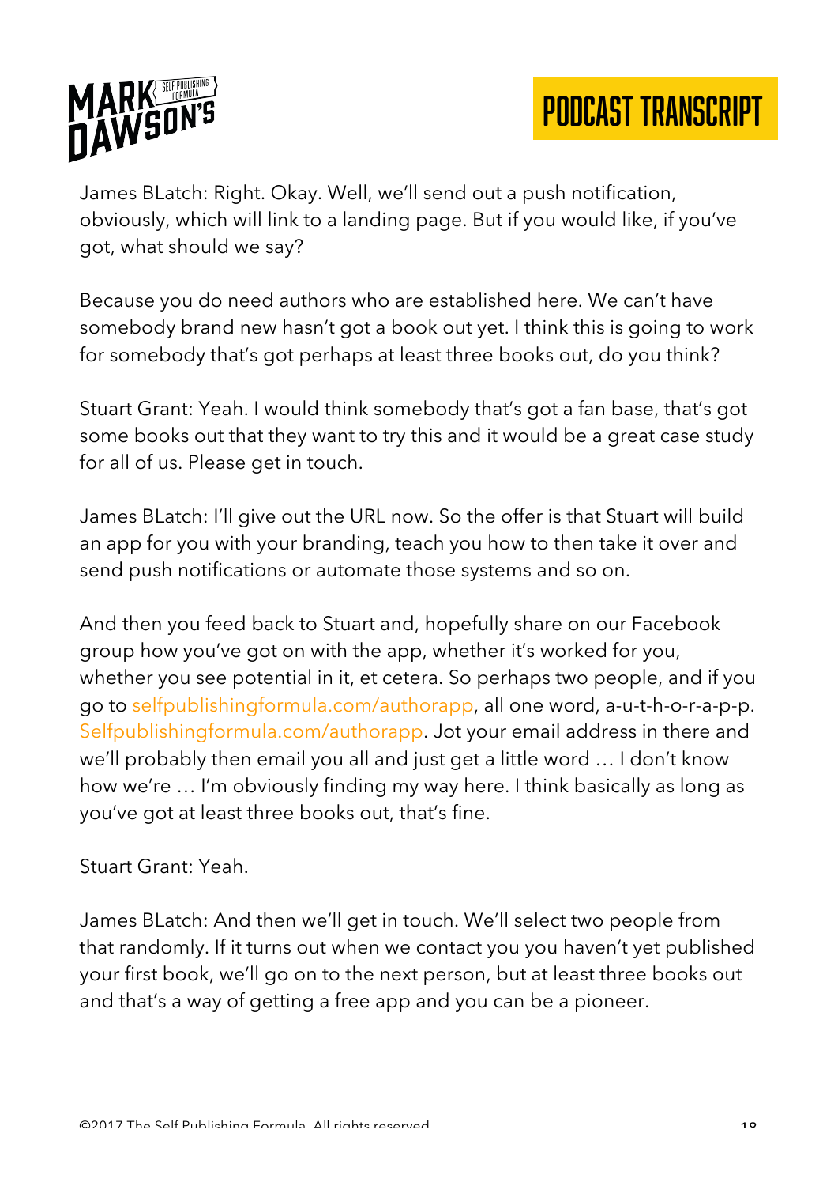James BLatch: Right. Okay. Well, we'll send out a push notification, obviously, which will link to a landing page. But if you would like, if you've got, what should we say?

Because you do need authors who are established here. We can't have somebody brand new hasn't got a book out yet. I think this is going to work for somebody that's got perhaps at least three books out, do you think?

Stuart Grant: Yeah. I would think somebody that's got a fan base, that's got some books out that they want to try this and it would be a great case study for all of us. Please get in touch.

James BLatch: I'll give out the URL now. So the offer is that Stuart will build an app for you with your branding, teach you how to then take it over and send push notifications or automate those systems and so on.

And then you feed back to Stuart and, hopefully share on our Facebook group how you've got on with the app, whether it's worked for you, whether you see potential in it, et cetera. So perhaps two people, and if you go to selfpublishingformula.com/authorapp, all one word, a-u-t-h-o-r-a-p-p. Selfpublishingformula.com/authorapp. Jot your email address in there and we'll probably then email you all and just get a little word … I don't know how we're … I'm obviously finding my way here. I think basically as long as you've got at least three books out, that's fine.

Stuart Grant: Yeah.

James BLatch: And then we'll get in touch. We'll select two people from that randomly. If it turns out when we contact you you haven't yet published your first book, we'll go on to the next person, but at least three books out and that's a way of getting a free app and you can be a pioneer.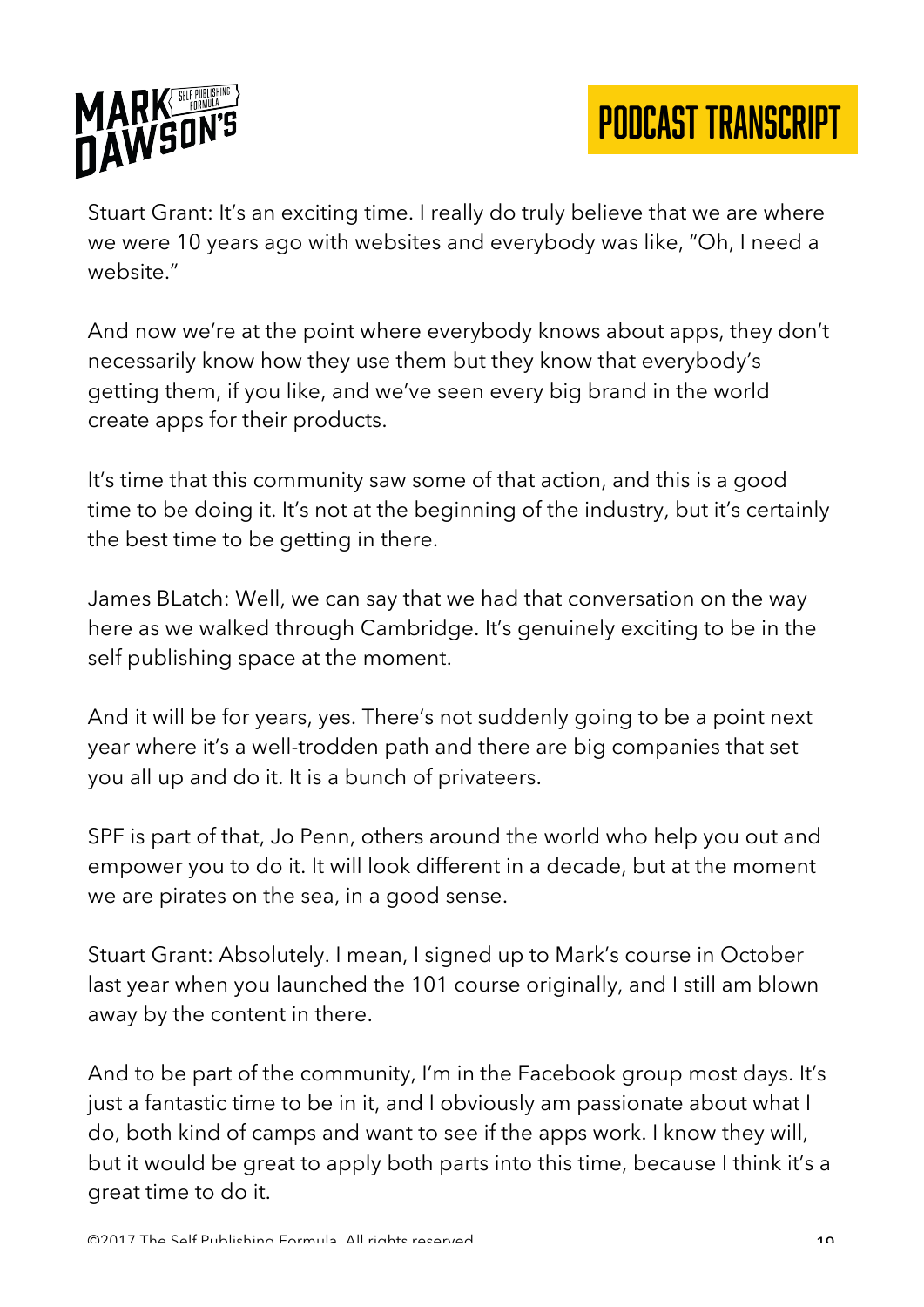Stuart Grant: It's an exciting time. I really do truly believe that we are where we were 10 years ago with websites and everybody was like, "Oh, I need a website."

And now we're at the point where everybody knows about apps, they don't necessarily know how they use them but they know that everybody's getting them, if you like, and we've seen every big brand in the world create apps for their products.

It's time that this community saw some of that action, and this is a good time to be doing it. It's not at the beginning of the industry, but it's certainly the best time to be getting in there.

James BLatch: Well, we can say that we had that conversation on the way here as we walked through Cambridge. It's genuinely exciting to be in the self publishing space at the moment.

And it will be for years, yes. There's not suddenly going to be a point next year where it's a well-trodden path and there are big companies that set you all up and do it. It is a bunch of privateers.

SPF is part of that, Jo Penn, others around the world who help you out and empower you to do it. It will look different in a decade, but at the moment we are pirates on the sea, in a good sense.

Stuart Grant: Absolutely. I mean, I signed up to Mark's course in October last year when you launched the 101 course originally, and I still am blown away by the content in there.

And to be part of the community, I'm in the Facebook group most days. It's just a fantastic time to be in it, and I obviously am passionate about what I do, both kind of camps and want to see if the apps work. I know they will, but it would be great to apply both parts into this time, because I think it's a great time to do it.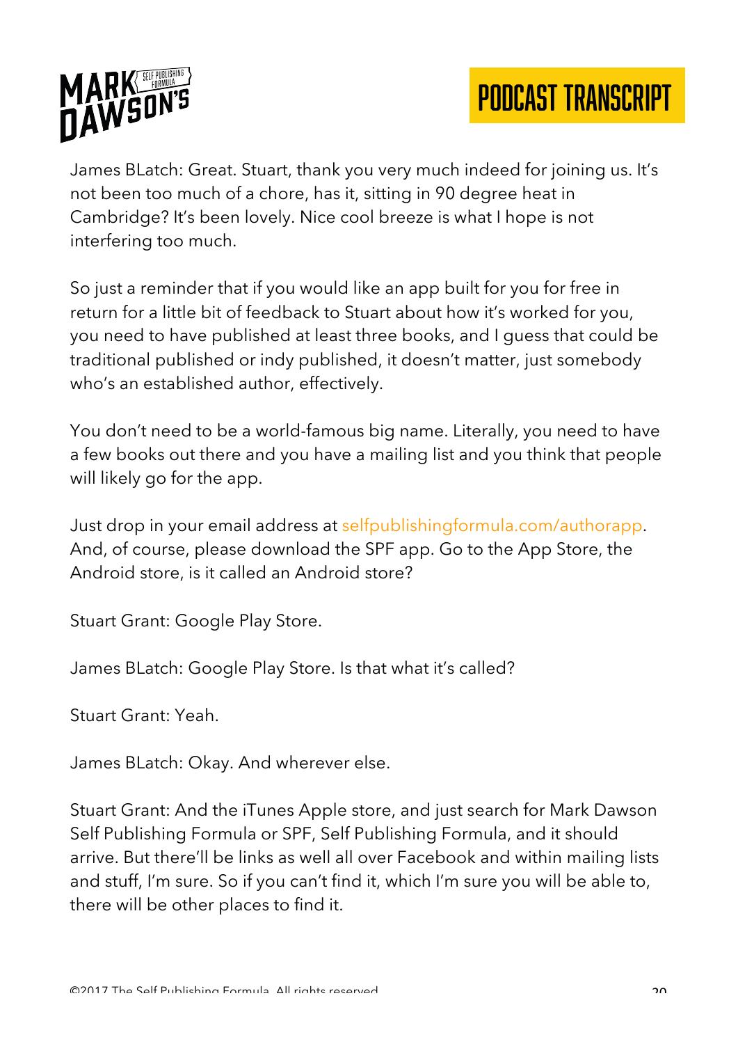James BLatch: Great. Stuart, thank you very much indeed for joining us. It's not been too much of a chore, has it, sitting in 90 degree heat in Cambridge? It's been lovely. Nice cool breeze is what I hope is not interfering too much.

So just a reminder that if you would like an app built for you for free in return for a little bit of feedback to Stuart about how it's worked for you, you need to have published at least three books, and I guess that could be traditional published or indy published, it doesn't matter, just somebody who's an established author, effectively.

You don't need to be a world-famous big name. Literally, you need to have a few books out there and you have a mailing list and you think that people will likely go for the app.

Just drop in your email address at selfpublishingformula.com/authorapp. And, of course, please download the SPF app. Go to the App Store, the Android store, is it called an Android store?

Stuart Grant: Google Play Store.

James BLatch: Google Play Store. Is that what it's called?

Stuart Grant: Yeah.

James BLatch: Okay. And wherever else.

Stuart Grant: And the iTunes Apple store, and just search for Mark Dawson Self Publishing Formula or SPF, Self Publishing Formula, and it should arrive. But there'll be links as well all over Facebook and within mailing lists and stuff, I'm sure. So if you can't find it, which I'm sure you will be able to, there will be other places to find it.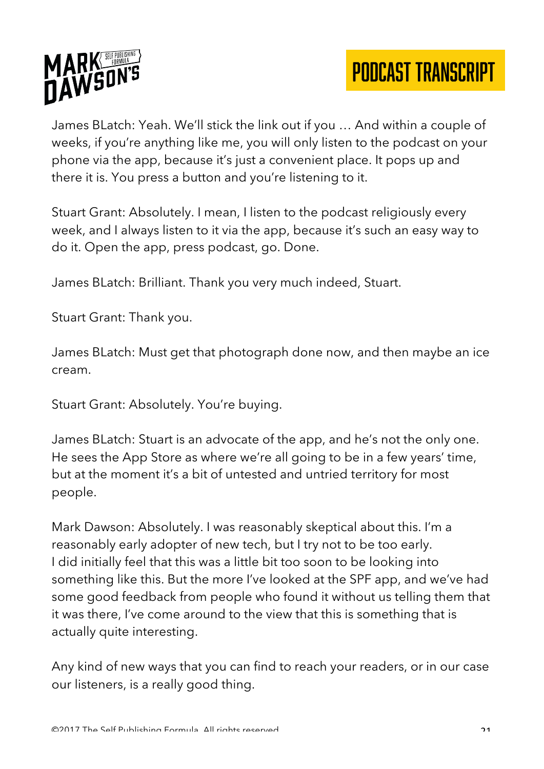James BLatch: Yeah. We'll stick the link out if you … And within a couple of weeks, if you're anything like me, you will only listen to the podcast on your phone via the app, because it's just a convenient place. It pops up and there it is. You press a button and you're listening to it.

Stuart Grant: Absolutely. I mean, I listen to the podcast religiously every week, and I always listen to it via the app, because it's such an easy way to do it. Open the app, press podcast, go. Done.

James BLatch: Brilliant. Thank you very much indeed, Stuart.

Stuart Grant: Thank you.

James BLatch: Must get that photograph done now, and then maybe an ice cream.

Stuart Grant: Absolutely. You're buying.

James BLatch: Stuart is an advocate of the app, and he's not the only one. He sees the App Store as where we're all going to be in a few years' time, but at the moment it's a bit of untested and untried territory for most people.

Mark Dawson: Absolutely. I was reasonably skeptical about this. I'm a reasonably early adopter of new tech, but I try not to be too early. I did initially feel that this was a little bit too soon to be looking into something like this. But the more I've looked at the SPF app, and we've had some good feedback from people who found it without us telling them that it was there, I've come around to the view that this is something that is actually quite interesting.

Any kind of new ways that you can find to reach your readers, or in our case our listeners, is a really good thing.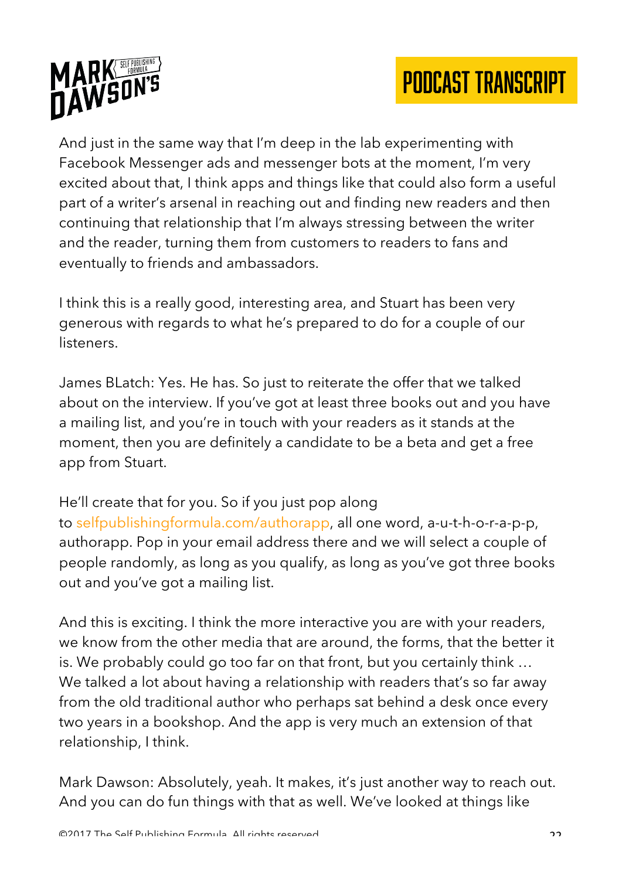And just in the same way that I'm deep in the lab experimenting with Facebook Messenger ads and messenger bots at the moment, I'm very excited about that, I think apps and things like that could also form a useful part of a writer's arsenal in reaching out and finding new readers and then continuing that relationship that I'm always stressing between the writer and the reader, turning them from customers to readers to fans and eventually to friends and ambassadors.

I think this is a really good, interesting area, and Stuart has been very generous with regards to what he's prepared to do for a couple of our listeners.

James BLatch: Yes. He has. So just to reiterate the offer that we talked about on the interview. If you've got at least three books out and you have a mailing list, and you're in touch with your readers as it stands at the moment, then you are definitely a candidate to be a beta and get a free app from Stuart.

He'll create that for you. So if you just pop along to selfpublishingformula.com/authorapp, all one word, a-u-t-h-o-r-a-p-p, authorapp. Pop in your email address there and we will select a couple of people randomly, as long as you qualify, as long as you've got three books out and you've got a mailing list.

And this is exciting. I think the more interactive you are with your readers, we know from the other media that are around, the forms, that the better it is. We probably could go too far on that front, but you certainly think … We talked a lot about having a relationship with readers that's so far away from the old traditional author who perhaps sat behind a desk once every two years in a bookshop. And the app is very much an extension of that relationship, I think.

Mark Dawson: Absolutely, yeah. It makes, it's just another way to reach out. And you can do fun things with that as well. We've looked at things like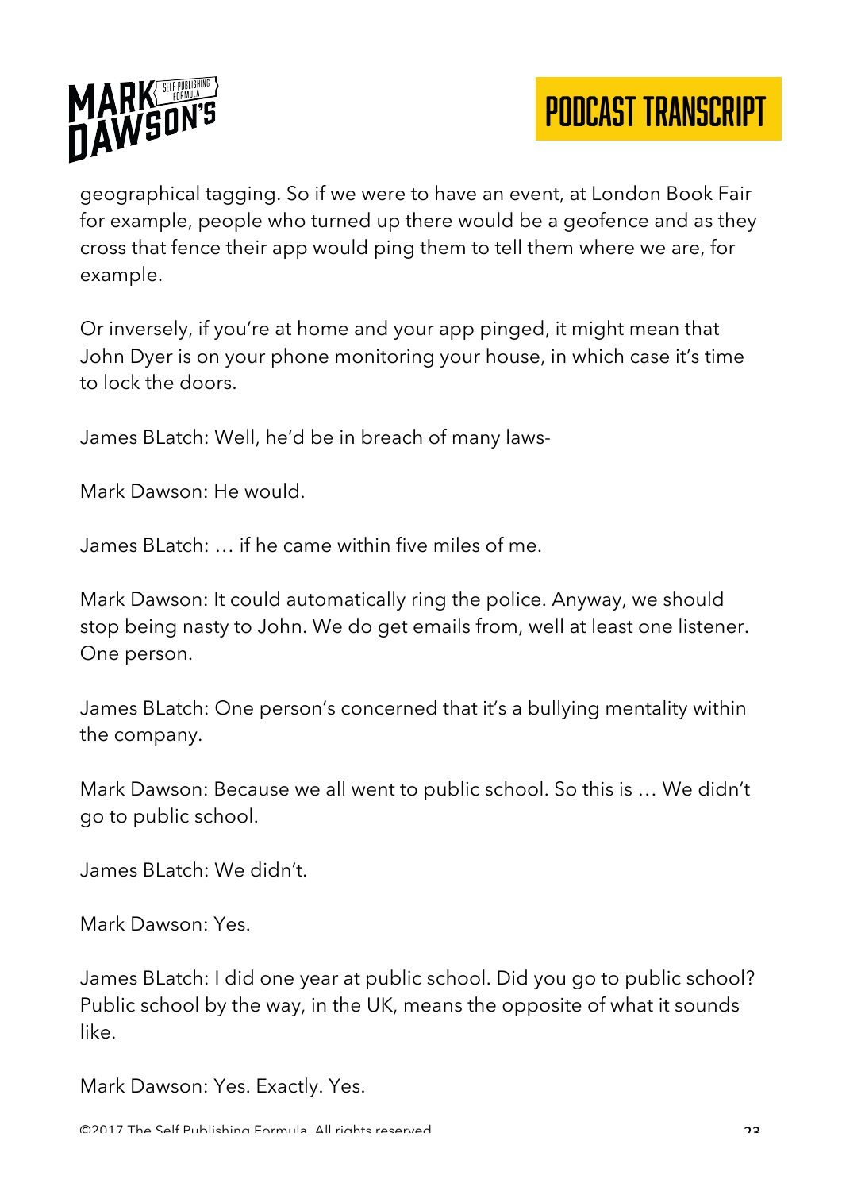geographical tagging. So if we were to have an event, at London Book Fair for example, people who turned up there would be a geofence and as they cross that fence their app would ping them to tell them where we are, for example.

Or inversely, if you're at home and your app pinged, it might mean that John Dyer is on your phone monitoring your house, in which case it's time to lock the doors.

James BLatch: Well, he'd be in breach of many laws-

Mark Dawson: He would.

James BLatch: … if he came within five miles of me.

Mark Dawson: It could automatically ring the police. Anyway, we should stop being nasty to John. We do get emails from, well at least one listener. One person.

James BLatch: One person's concerned that it's a bullying mentality within the company.

Mark Dawson: Because we all went to public school. So this is … We didn't go to public school.

James BLatch: We didn't.

Mark Dawson: Yes.

James BLatch: I did one year at public school. Did you go to public school? Public school by the way, in the UK, means the opposite of what it sounds like.

Mark Dawson: Yes. Exactly. Yes.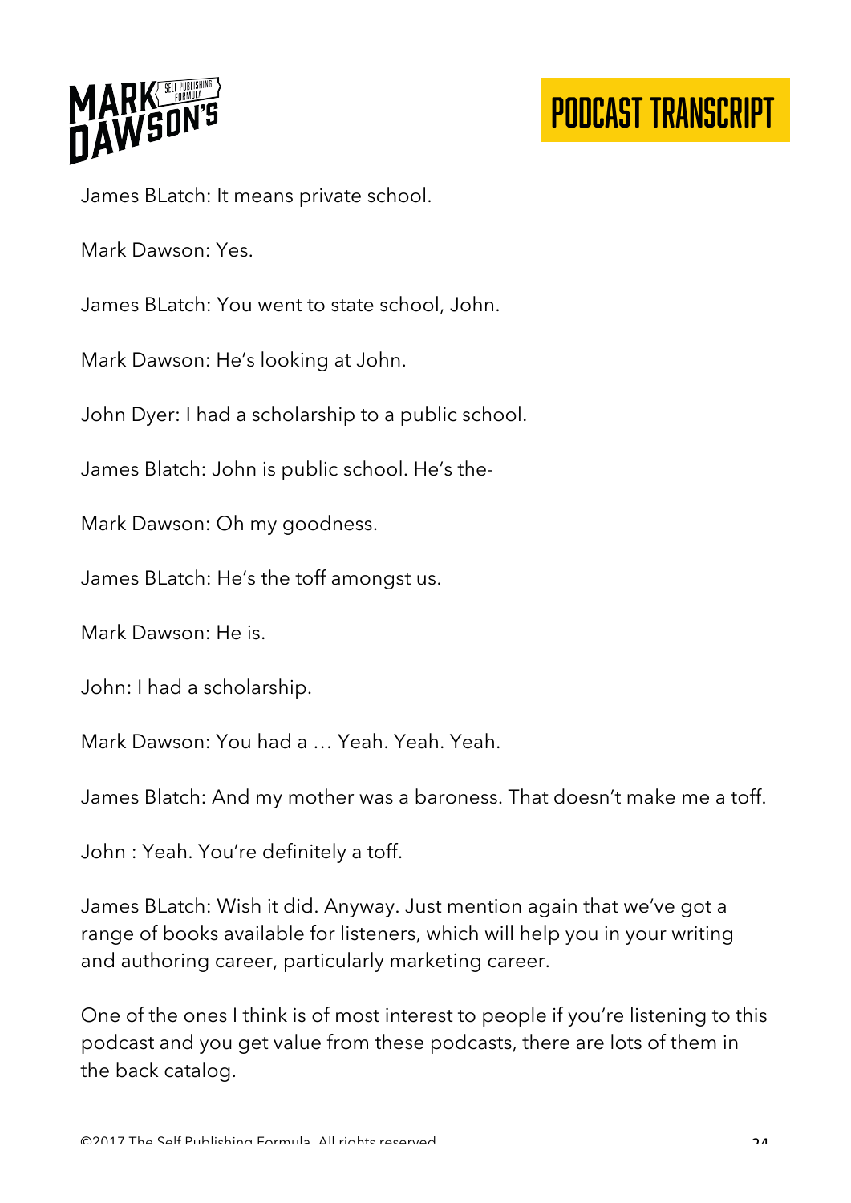James BLatch: It means private school.

Mark Dawson: Yes.

James BLatch: You went to state school, John.

Mark Dawson: He's looking at John.

John Dyer: I had a scholarship to a public school.

James Blatch: John is public school. He's the-

Mark Dawson: Oh my goodness.

James BLatch: He's the toff amongst us.

Mark Dawson: He is.

John: I had a scholarship.

Mark Dawson: You had a … Yeah. Yeah. Yeah.

James Blatch: And my mother was a baroness. That doesn't make me a toff.

John : Yeah. You're definitely a toff.

James BLatch: Wish it did. Anyway. Just mention again that we've got a range of books available for listeners, which will help you in your writing and authoring career, particularly marketing career.

One of the ones I think is of most interest to people if you're listening to this podcast and you get value from these podcasts, there are lots of them in the back catalog.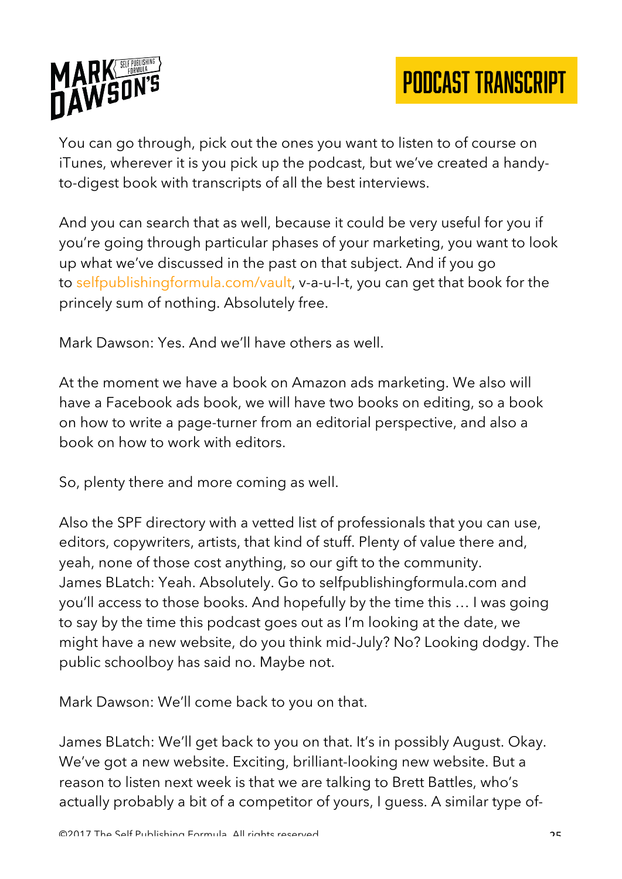You can go through, pick out the ones you want to listen to of course on iTunes, wherever it is you pick up the podcast, but we've created a handy-to-digest book with transcripts of all the best interviews.

And you can search that as well, because it could be very useful for you if you're going through particular phases of your marketing, you want to look up what we've discussed in the past on that subject. And if you go to selfpublishingformula.com/vault, v-a-u-l-t, you can get that book for the princely sum of nothing. Absolutely free.

Mark Dawson: Yes. And we'll have others as well.

At the moment we have a book on Amazon ads marketing. We also will have a Facebook ads book, we will have two books on editing, so a book on how to write a page-turner from an editorial perspective, and also a book on how to work with editors.

So, plenty there and more coming as well.

Also the SPF directory with a vetted list of professionals that you can use, editors, copywriters, artists, that kind of stuff. Plenty of value there and, yeah, none of those cost anything, so our gift to the community.
James BLatch: Yeah. Absolutely. Go to selfpublishingformula.com and you'll access to those books. And hopefully by the time this … I was going to say by the time this podcast goes out as I'm looking at the date, we might have a new website, do you think mid-July? No? Looking dodgy. The public schoolboy has said no. Maybe not.

Mark Dawson: We'll come back to you on that.

James BLatch: We'll get back to you on that. It's in possibly August. Okay. We've got a new website. Exciting, brilliant-looking new website. But a reason to listen next week is that we are talking to Brett Battles, who's actually probably a bit of a competitor of yours, I guess. A similar type of-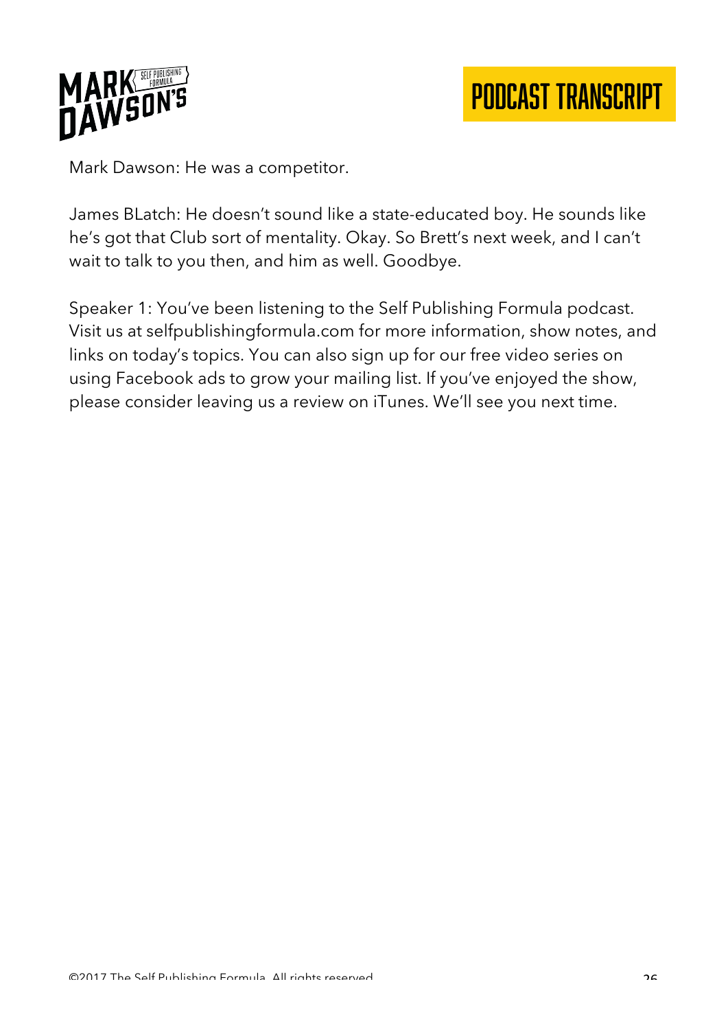Mark Dawson: He was a competitor.

James BLatch: He doesn't sound like a state-educated boy. He sounds like he's got that Club sort of mentality. Okay. So Brett's next week, and I can't wait to talk to you then, and him as well. Goodbye.

Speaker 1: You've been listening to the Self Publishing Formula podcast. Visit us at selfpublishingformula.com for more information, show notes, and links on today's topics. You can also sign up for our free video series on using Facebook ads to grow your mailing list. If you've enjoyed the show, please consider leaving us a review on iTunes. We'll see you next time.